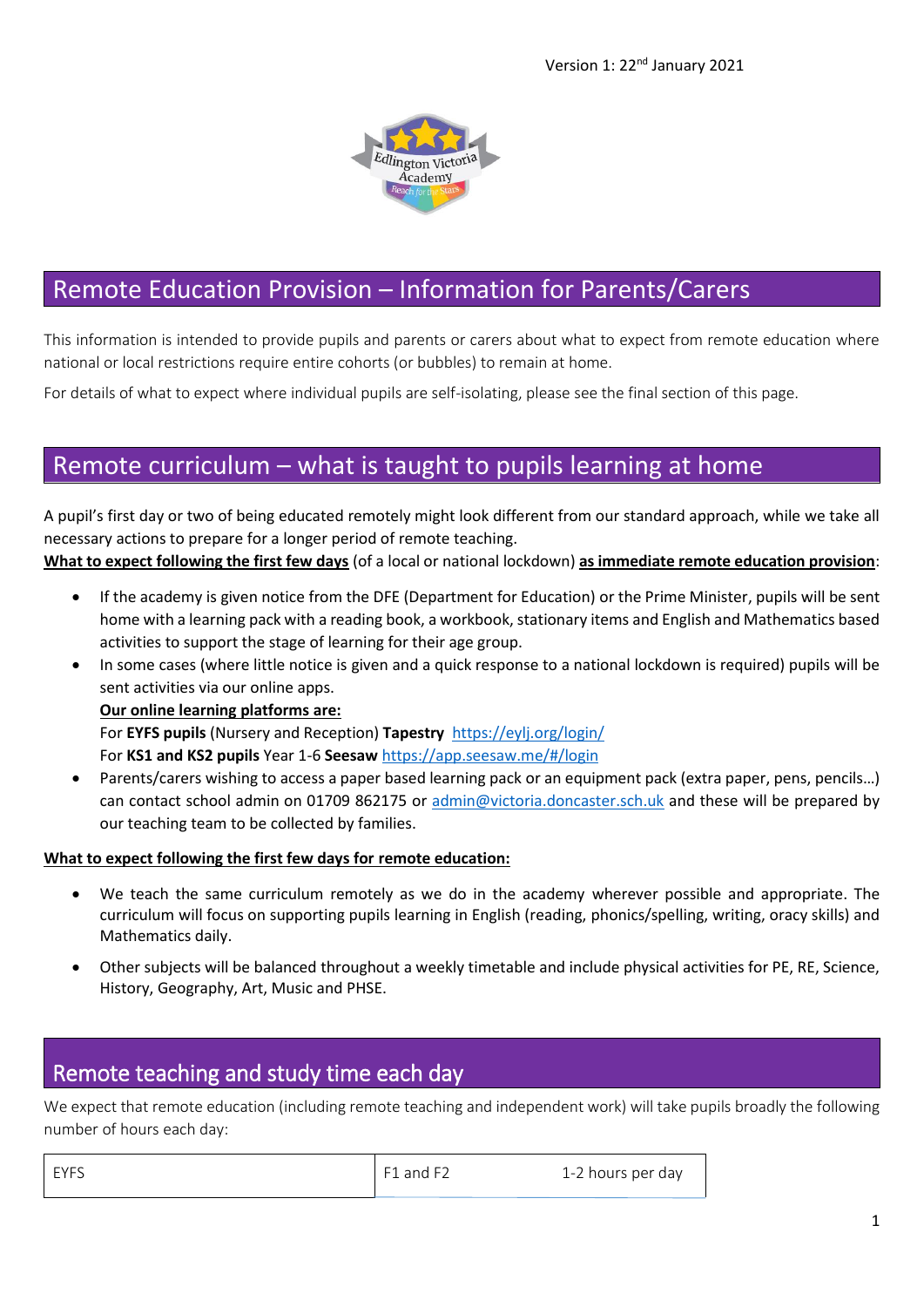Version 1: 22nd January 2021

# Remote Education Provision – Information for Parents/Carers

This information is intended to provide pupils and parents or carers about what to expect from remote education where national or local restrictions require entire cohorts (or bubbles) to remain at home.

For details of what to expect where individual pupils are self-isolating, please see the final section of this page.

## Remote curriculum – what is taught to pupils learning at home

A pupil's first day or two of being educated remotely might look different from our standard approach, while we take all necessary actions to prepare for a longer period of remote teaching.

**What to expect following the first few days** (of a local or national lockdown) **as immediate remote education provision**:

- If the academy is given notice from the DFE (Department for Education) or the Prime Minister, pupils will be sent home with a learning pack with a reading book, a workbook, stationary items and English and Mathematics based activities to support the stage of learning for their age group.
- In some cases (where little notice is given and a quick response to a national lockdown is required) pupils will be sent activities via our online apps.

  **Our online learning platforms are:**

  For **EYFS pupils** (Nursery and Reception) **Tapestry** https://eylj.org/login/

  For **KS1 and KS2 pupils** Year 1-6 **Seesaw** https://app.seesaw.me/#/login
- Parents/carers wishing to access a paper based learning pack or an equipment pack (extra paper, pens, pencils…) can contact school admin on 01709 862175 or admin@victoria.doncaster.sch.uk and these will be prepared by our teaching team to be collected by families.

**What to expect following the first few days for remote education:**

- We teach the same curriculum remotely as we do in the academy wherever possible and appropriate. The curriculum will focus on supporting pupils learning in English (reading, phonics/spelling, writing, oracy skills) and Mathematics daily.
- Other subjects will be balanced throughout a weekly timetable and include physical activities for PE, RE, Science, History, Geography, Art, Music and PHSE.

## Remote teaching and study time each day

We expect that remote education (including remote teaching and independent work) will take pupils broadly the following number of hours each day:

| EYFS | F1 and F2 | 1-2 hours per day |
|---|---|---|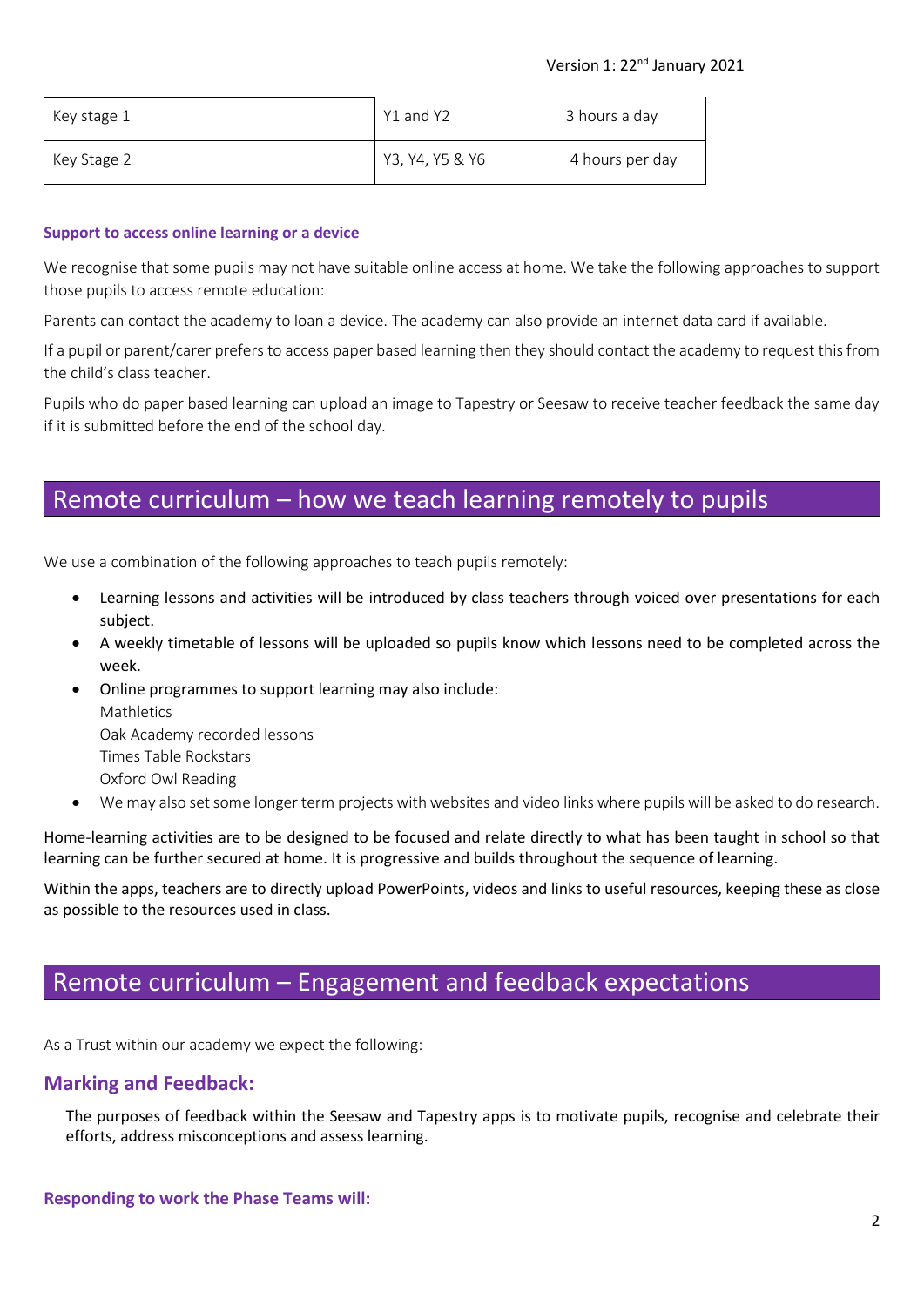| Key stage 1 | Y1 and Y2 | 3 hours a day |
| --- | --- | --- |
| Key Stage 2 | Y3, Y4, Y5 & Y6 | 4 hours per day |

#### Support to access online learning or a device

We recognise that some pupils may not have suitable online access at home. We take the following approaches to support those pupils to access remote education:

Parents can contact the academy to loan a device. The academy can also provide an internet data card if available.

If a pupil or parent/carer prefers to access paper based learning then they should contact the academy to request this from the child's class teacher.

Pupils who do paper based learning can upload an image to Tapestry or Seesaw to receive teacher feedback the same day if it is submitted before the end of the school day.

## Remote curriculum – how we teach learning remotely to pupils

We use a combination of the following approaches to teach pupils remotely:

- Learning lessons and activities will be introduced by class teachers through voiced over presentations for each subject.
- A weekly timetable of lessons will be uploaded so pupils know which lessons need to be completed across the week.
- Online programmes to support learning may also include:
  Mathletics
  Oak Academy recorded lessons
  Times Table Rockstars
  Oxford Owl Reading
- We may also set some longer term projects with websites and video links where pupils will be asked to do research.

Home-learning activities are to be designed to be focused and relate directly to what has been taught in school so that learning can be further secured at home. It is progressive and builds throughout the sequence of learning.

Within the apps, teachers are to directly upload PowerPoints, videos and links to useful resources, keeping these as close as possible to the resources used in class.

## Remote curriculum – Engagement and feedback expectations

As a Trust within our academy we expect the following:

### Marking and Feedback:

The purposes of feedback within the Seesaw and Tapestry apps is to motivate pupils, recognise and celebrate their efforts, address misconceptions and assess learning.

#### Responding to work the Phase Teams will: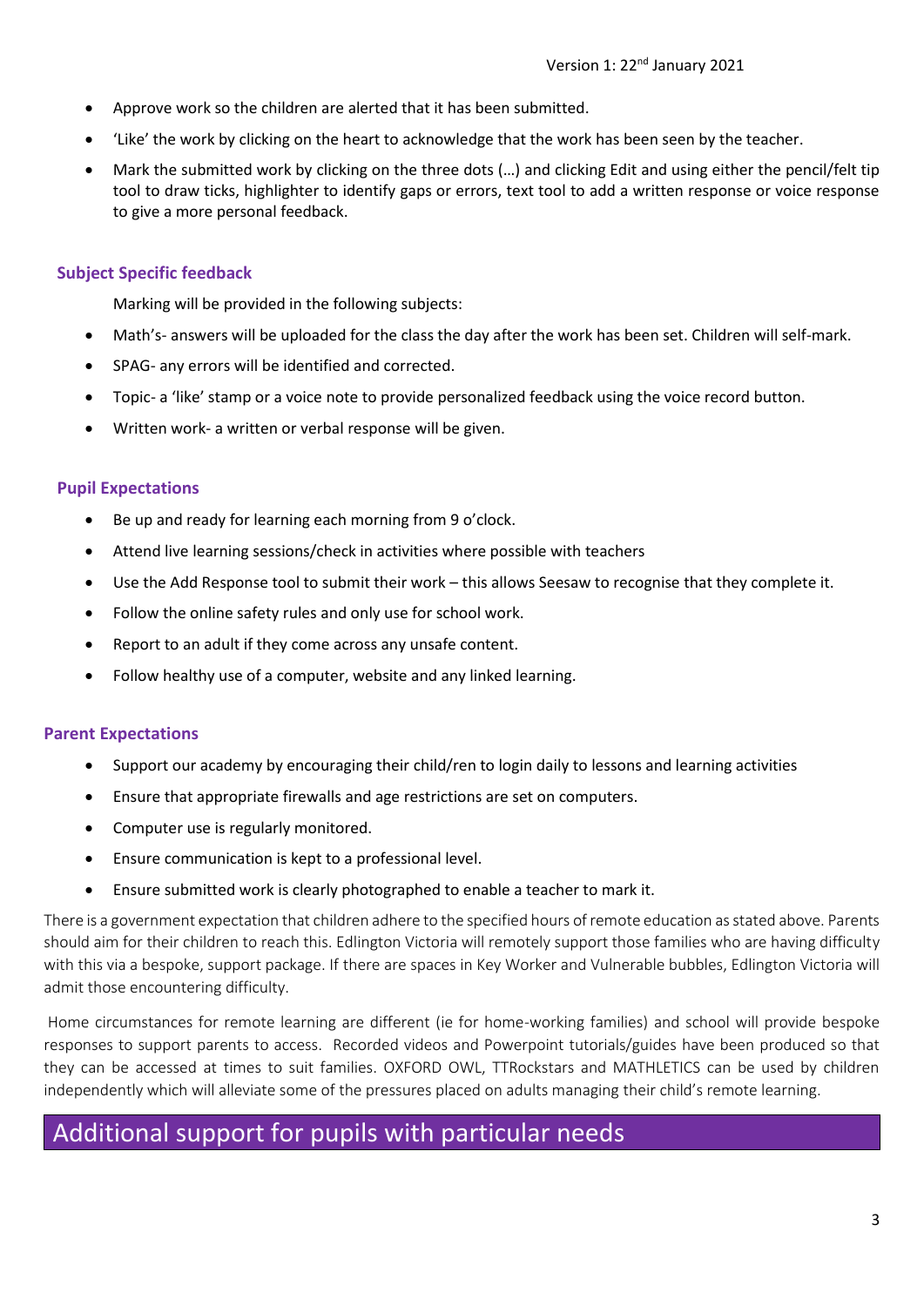- Approve work so the children are alerted that it has been submitted.
- 'Like' the work by clicking on the heart to acknowledge that the work has been seen by the teacher.
- Mark the submitted work by clicking on the three dots (…) and clicking Edit and using either the pencil/felt tip tool to draw ticks, highlighter to identify gaps or errors, text tool to add a written response or voice response to give a more personal feedback.

### Subject Specific feedback

Marking will be provided in the following subjects:

- Math's- answers will be uploaded for the class the day after the work has been set. Children will self-mark.
- SPAG- any errors will be identified and corrected.
- Topic- a 'like' stamp or a voice note to provide personalized feedback using the voice record button.
- Written work- a written or verbal response will be given.

### Pupil Expectations

- Be up and ready for learning each morning from 9 o'clock.
- Attend live learning sessions/check in activities where possible with teachers
- Use the Add Response tool to submit their work – this allows Seesaw to recognise that they complete it.
- Follow the online safety rules and only use for school work.
- Report to an adult if they come across any unsafe content.
- Follow healthy use of a computer, website and any linked learning.

### Parent Expectations

- Support our academy by encouraging their child/ren to login daily to lessons and learning activities
- Ensure that appropriate firewalls and age restrictions are set on computers.
- Computer use is regularly monitored.
- Ensure communication is kept to a professional level.
- Ensure submitted work is clearly photographed to enable a teacher to mark it.

There is a government expectation that children adhere to the specified hours of remote education as stated above. Parents should aim for their children to reach this. Edlington Victoria will remotely support those families who are having difficulty with this via a bespoke, support package. If there are spaces in Key Worker and Vulnerable bubbles, Edlington Victoria will admit those encountering difficulty.

Home circumstances for remote learning are different (ie for home-working families) and school will provide bespoke responses to support parents to access. Recorded videos and Powerpoint tutorials/guides have been produced so that they can be accessed at times to suit families. OXFORD OWL, TTRockstars and MATHLETICS can be used by children independently which will alleviate some of the pressures placed on adults managing their child's remote learning.

## Additional support for pupils with particular needs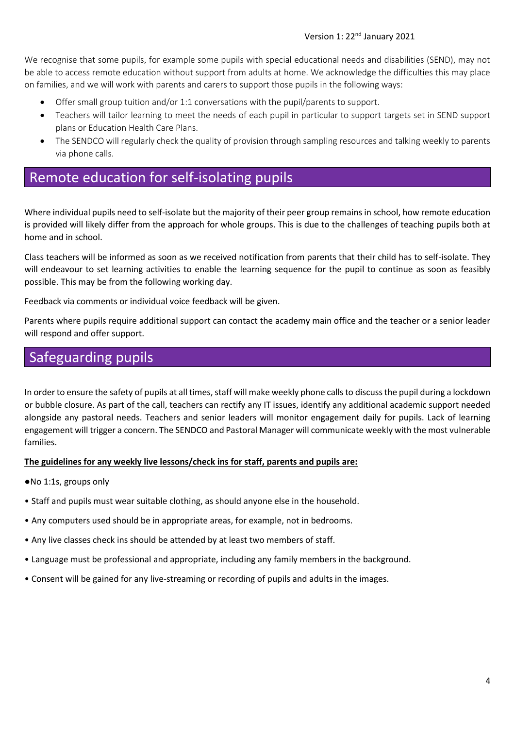We recognise that some pupils, for example some pupils with special educational needs and disabilities (SEND), may not be able to access remote education without support from adults at home. We acknowledge the difficulties this may place on families, and we will work with parents and carers to support those pupils in the following ways:

- Offer small group tuition and/or 1:1 conversations with the pupil/parents to support.
- Teachers will tailor learning to meet the needs of each pupil in particular to support targets set in SEND support plans or Education Health Care Plans.
- The SENDCO will regularly check the quality of provision through sampling resources and talking weekly to parents via phone calls.

## Remote education for self-isolating pupils

Where individual pupils need to self-isolate but the majority of their peer group remains in school, how remote education is provided will likely differ from the approach for whole groups. This is due to the challenges of teaching pupils both at home and in school.

Class teachers will be informed as soon as we received notification from parents that their child has to self-isolate. They will endeavour to set learning activities to enable the learning sequence for the pupil to continue as soon as feasibly possible. This may be from the following working day.

Feedback via comments or individual voice feedback will be given.

Parents where pupils require additional support can contact the academy main office and the teacher or a senior leader will respond and offer support.

## Safeguarding pupils

In order to ensure the safety of pupils at all times, staff will make weekly phone calls to discuss the pupil during a lockdown or bubble closure. As part of the call, teachers can rectify any IT issues, identify any additional academic support needed alongside any pastoral needs. Teachers and senior leaders will monitor engagement daily for pupils. Lack of learning engagement will trigger a concern. The SENDCO and Pastoral Manager will communicate weekly with the most vulnerable families.

**The guidelines for any weekly live lessons/check ins for staff, parents and pupils are:**

- No 1:1s, groups only
- Staff and pupils must wear suitable clothing, as should anyone else in the household.
- Any computers used should be in appropriate areas, for example, not in bedrooms.
- Any live classes check ins should be attended by at least two members of staff.
- Language must be professional and appropriate, including any family members in the background.
- Consent will be gained for any live-streaming or recording of pupils and adults in the images.